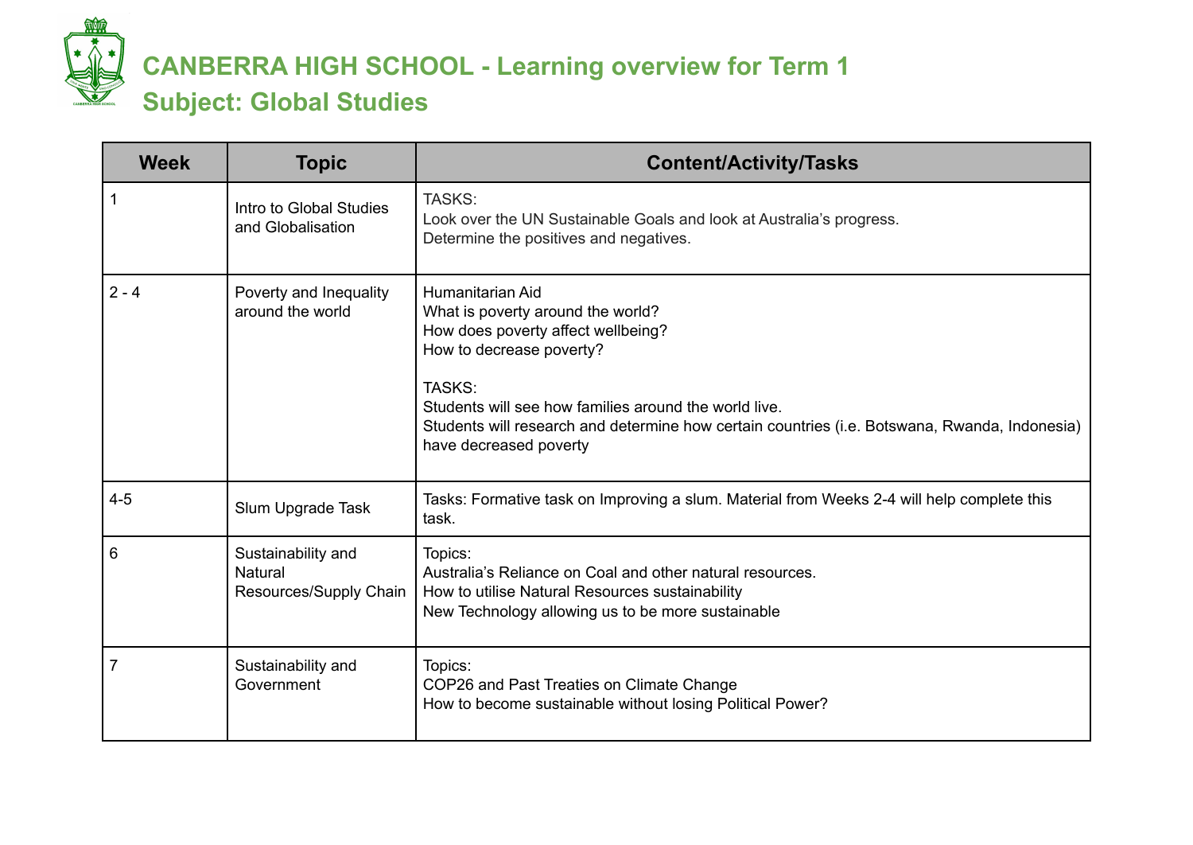# CANBERRA HIGH SCHOOL - Learning overview for Term 1

## Subject: Global Studies

| Week | Topic | Content/Activity/Tasks |
|---|---|---|
| 1 | Intro to Global Studies and Globalisation | TASKS:<br>Look over the UN Sustainable Goals and look at Australia's progress.<br>Determine the positives and negatives. |
| 2 - 4 | Poverty and Inequality around the world | Humanitarian Aid<br>What is poverty around the world?<br>How does poverty affect wellbeing?<br>How to decrease poverty?<br><br>TASKS:<br>Students will see how families around the world live.<br>Students will research and determine how certain countries (i.e. Botswana, Rwanda, Indonesia) have decreased poverty |
| 4-5 | Slum Upgrade Task | Tasks: Formative task on Improving a slum. Material from Weeks 2-4 will help complete this task. |
| 6 | Sustainability and Natural Resources/Supply Chain | Topics:<br>Australia's Reliance on Coal and other natural resources.<br>How to utilise Natural Resources sustainability<br>New Technology allowing us to be more sustainable |
| 7 | Sustainability and Government | Topics:<br>COP26 and Past Treaties on Climate Change<br>How to become sustainable without losing Political Power? |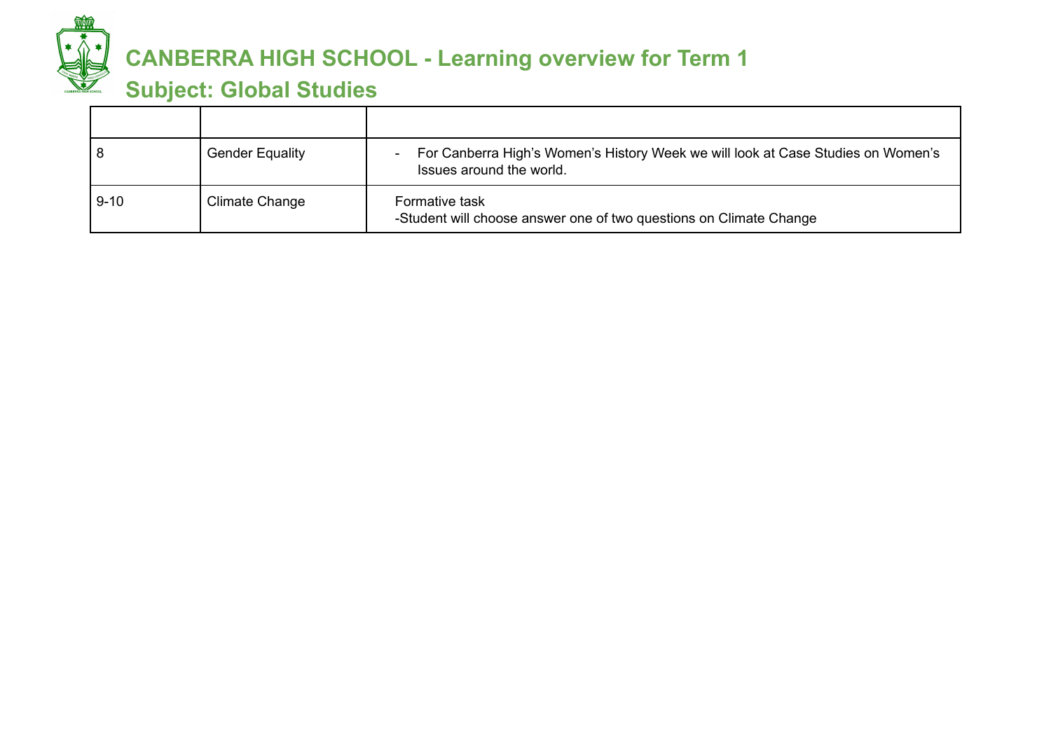# CANBERRA HIGH SCHOOL - Learning overview for Term 1

## Subject: Global Studies

| | | |
|---|---|---|
| 8 | Gender Equality | - For Canberra High's Women's History Week we will look at Case Studies on Women's Issues around the world. |
| 9-10 | Climate Change | Formative task<br>-Student will choose answer one of two questions on Climate Change |